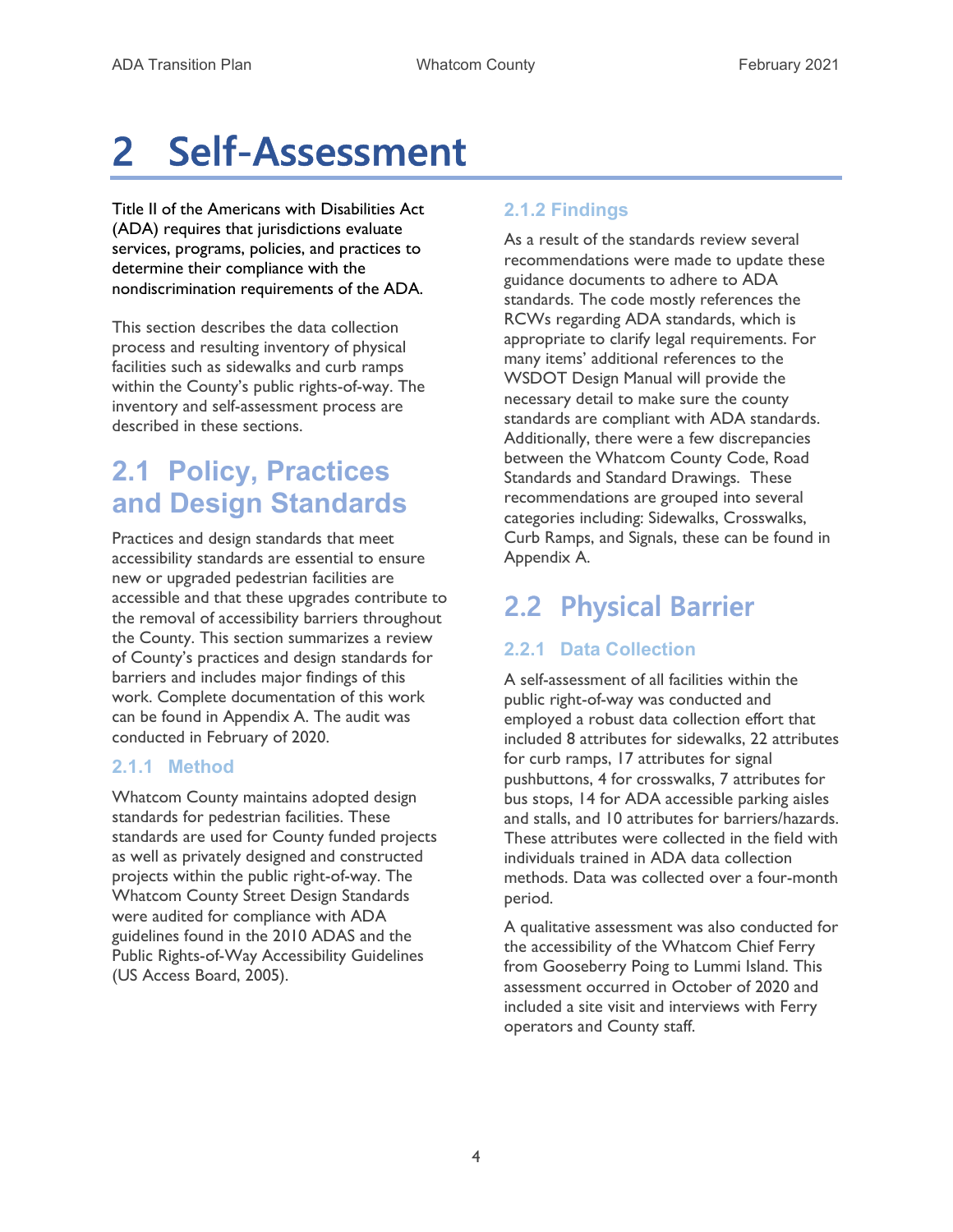# 2 Self-Assessment

Title II of the Americans with Disabilities Act (ADA) requires that jurisdictions evaluate services, programs, policies, and practices to determine their compliance with the nondiscrimination requirements of the ADA.

This section describes the data collection process and resulting inventory of physical facilities such as sidewalks and curb ramps within the County's public rights-of-way. The inventory and self-assessment process are described in these sections.

## 2.1 Policy, Practices and Design Standards

Practices and design standards that meet accessibility standards are essential to ensure new or upgraded pedestrian facilities are accessible and that these upgrades contribute to the removal of accessibility barriers throughout the County. This section summarizes a review of County's practices and design standards for barriers and includes major findings of this work. Complete documentation of this work can be found in Appendix A. The audit was conducted in February of 2020.

### 2.1.1 Method

Whatcom County maintains adopted design standards for pedestrian facilities. These standards are used for County funded projects as well as privately designed and constructed projects within the public right-of-way. The Whatcom County Street Design Standards were audited for compliance with ADA guidelines found in the 2010 ADAS and the Public Rights-of-Way Accessibility Guidelines (US Access Board, 2005).

### 2.1.2 Findings

As a result of the standards review several recommendations were made to update these guidance documents to adhere to ADA standards. The code mostly references the RCWs regarding ADA standards, which is appropriate to clarify legal requirements. For many items' additional references to the WSDOT Design Manual will provide the necessary detail to make sure the county standards are compliant with ADA standards. Additionally, there were a few discrepancies between the Whatcom County Code, Road Standards and Standard Drawings. These recommendations are grouped into several categories including: Sidewalks, Crosswalks, Curb Ramps, and Signals, these can be found in Appendix A.

## 2.2 Physical Barrier

### 2.2.1 Data Collection

A self-assessment of all facilities within the public right-of-way was conducted and employed a robust data collection effort that included 8 attributes for sidewalks, 22 attributes for curb ramps, 17 attributes for signal pushbuttons, 4 for crosswalks, 7 attributes for bus stops, 14 for ADA accessible parking aisles and stalls, and 10 attributes for barriers/hazards. These attributes were collected in the field with individuals trained in ADA data collection methods. Data was collected over a four-month period.

A qualitative assessment was also conducted for the accessibility of the Whatcom Chief Ferry from Gooseberry Poing to Lummi Island. This assessment occurred in October of 2020 and included a site visit and interviews with Ferry operators and County staff.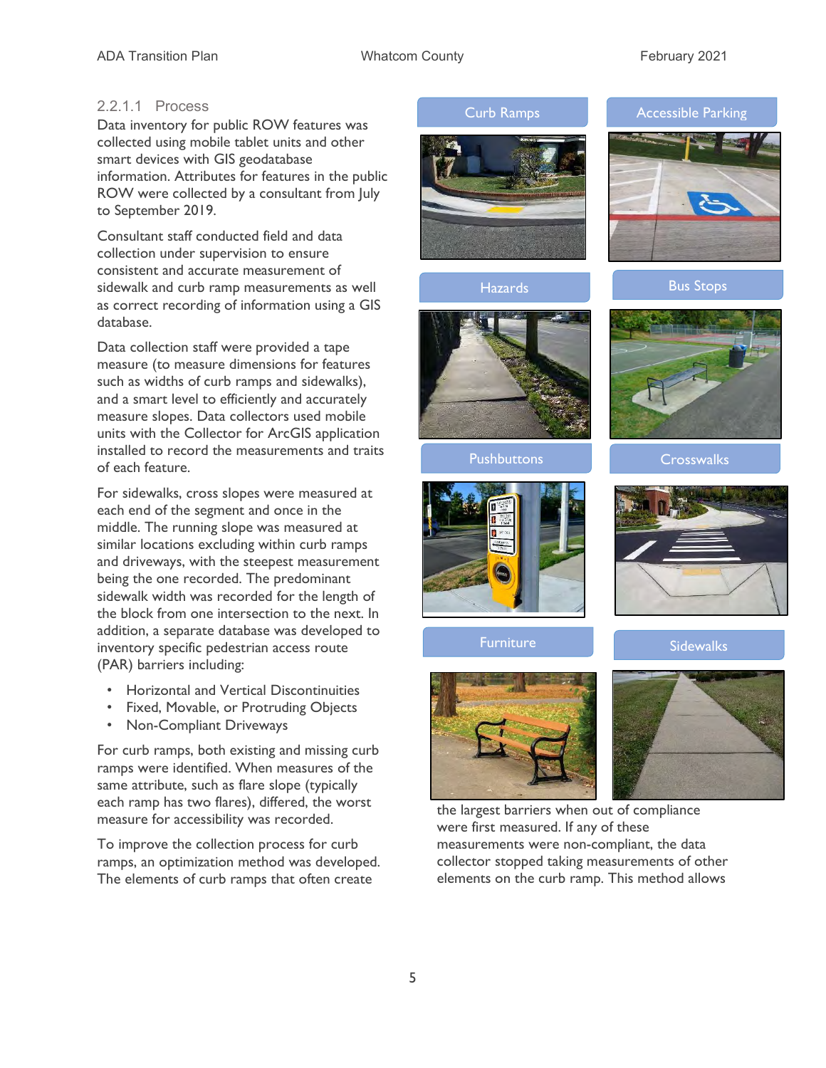### 2.2.1.1 Process

Data inventory for public ROW features was collected using mobile tablet units and other smart devices with GIS geodatabase information. Attributes for features in the public ROW were collected by a consultant from July to September 2019.

Consultant staff conducted field and data collection under supervision to ensure consistent and accurate measurement of sidewalk and curb ramp measurements as well as correct recording of information using a GIS database.

Data collection staff were provided a tape measure (to measure dimensions for features such as widths of curb ramps and sidewalks), and a smart level to efficiently and accurately measure slopes. Data collectors used mobile units with the Collector for ArcGIS application installed to record the measurements and traits of each feature.

For sidewalks, cross slopes were measured at each end of the segment and once in the middle. The running slope was measured at similar locations excluding within curb ramps and driveways, with the steepest measurement being the one recorded. The predominant sidewalk width was recorded for the length of the block from one intersection to the next. In addition, a separate database was developed to inventory specific pedestrian access route (PAR) barriers including:

- Horizontal and Vertical Discontinuities
- Fixed, Movable, or Protruding Objects
- Non-Compliant Driveways

For curb ramps, both existing and missing curb ramps were identified. When measures of the same attribute, such as flare slope (typically each ramp has two flares), differed, the worst measure for accessibility was recorded.

To improve the collection process for curb ramps, an optimization method was developed. The elements of curb ramps that often create the largest barriers when out of compliance were first measured. If any of these measurements were non-compliant, the data collector stopped taking measurements of other elements on the curb ramp. This method allows

Curb Ramps

Accessible Parking

Hazards

Bus Stops

Pushbuttons

Crosswalks

Furniture

Sidewalks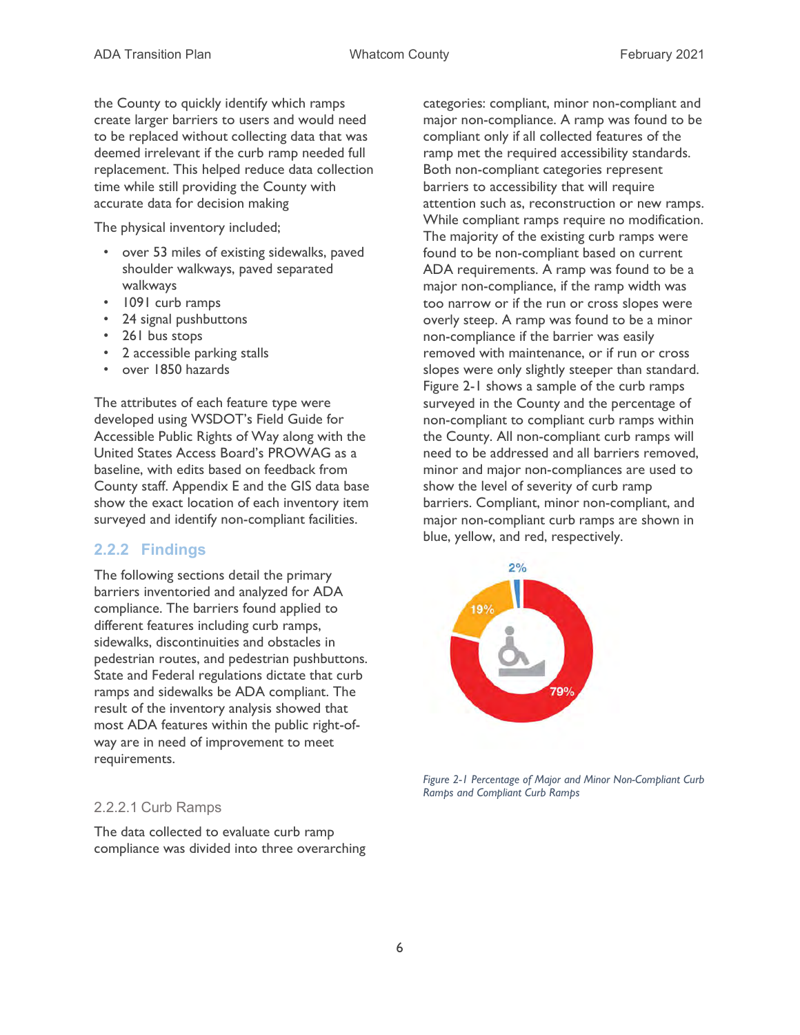the County to quickly identify which ramps create larger barriers to users and would need to be replaced without collecting data that was deemed irrelevant if the curb ramp needed full replacement. This helped reduce data collection time while still providing the County with accurate data for decision making

The physical inventory included;

- over 53 miles of existing sidewalks, paved shoulder walkways, paved separated walkways
- 1091 curb ramps
- 24 signal pushbuttons
- 261 bus stops
- 2 accessible parking stalls
- over 1850 hazards

The attributes of each feature type were developed using WSDOT's Field Guide for Accessible Public Rights of Way along with the United States Access Board's PROWAG as a baseline, with edits based on feedback from County staff. Appendix E and the GIS data base show the exact location of each inventory item surveyed and identify non-compliant facilities.

### 2.2.2 Findings

The following sections detail the primary barriers inventoried and analyzed for ADA compliance. The barriers found applied to different features including curb ramps, sidewalks, discontinuities and obstacles in pedestrian routes, and pedestrian pushbuttons. State and Federal regulations dictate that curb ramps and sidewalks be ADA compliant. The result of the inventory analysis showed that most ADA features within the public right-of-way are in need of improvement to meet requirements.

#### 2.2.2.1 Curb Ramps

The data collected to evaluate curb ramp compliance was divided into three overarching categories: compliant, minor non-compliant and major non-compliance. A ramp was found to be compliant only if all collected features of the ramp met the required accessibility standards. Both non-compliant categories represent barriers to accessibility that will require attention such as, reconstruction or new ramps. While compliant ramps require no modification. The majority of the existing curb ramps were found to be non-compliant based on current ADA requirements. A ramp was found to be a major non-compliance, if the ramp width was too narrow or if the run or cross slopes were overly steep. A ramp was found to be a minor non-compliance if the barrier was easily removed with maintenance, or if run or cross slopes were only slightly steeper than standard. Figure 2-1 shows a sample of the curb ramps surveyed in the County and the percentage of non-compliant to compliant curb ramps within the County. All non-compliant curb ramps will need to be addressed and all barriers removed, minor and major non-compliances are used to show the level of severity of curb ramp barriers. Compliant, minor non-compliant, and major non-compliant curb ramps are shown in blue, yellow, and red, respectively.

2%

19%

79%

*Figure 2-1 Percentage of Major and Minor Non-Compliant Curb Ramps and Compliant Curb Ramps*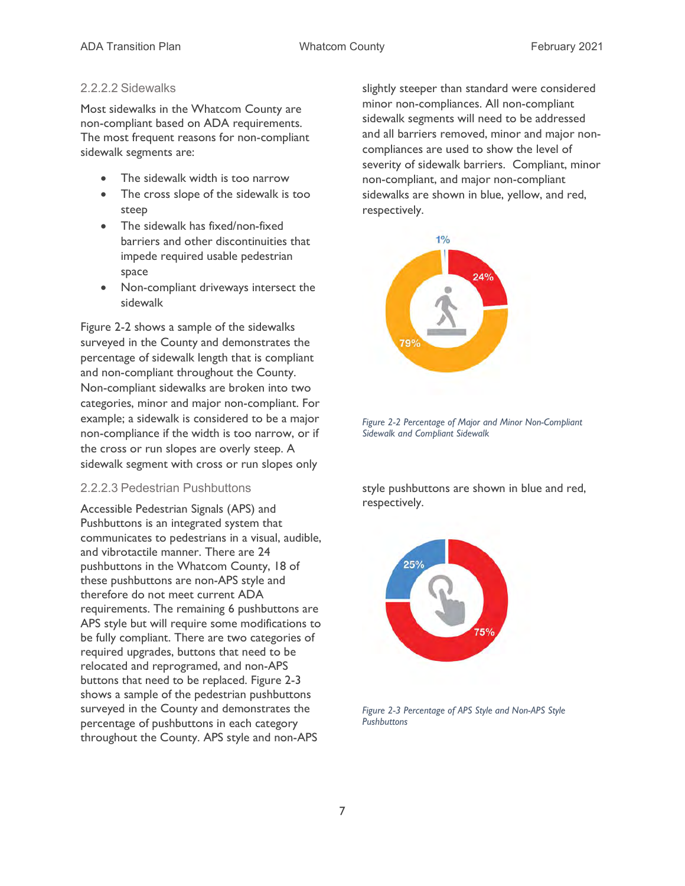#### 2.2.2.2 Sidewalks

Most sidewalks in the Whatcom County are non-compliant based on ADA requirements. The most frequent reasons for non-compliant sidewalk segments are:

- The sidewalk width is too narrow
- The cross slope of the sidewalk is too steep
- The sidewalk has fixed/non-fixed barriers and other discontinuities that impede required usable pedestrian space
- Non-compliant driveways intersect the sidewalk

Figure 2-2 shows a sample of the sidewalks surveyed in the County and demonstrates the percentage of sidewalk length that is compliant and non-compliant throughout the County. Non-compliant sidewalks are broken into two categories, minor and major non-compliant. For example; a sidewalk is considered to be a major non-compliance if the width is too narrow, or if the cross or run slopes are overly steep. A sidewalk segment with cross or run slopes only slightly steeper than standard were considered minor non-compliances. All non-compliant sidewalk segments will need to be addressed and all barriers removed, minor and major non-compliances are used to show the level of severity of sidewalk barriers. Compliant, minor non-compliant, and major non-compliant sidewalks are shown in blue, yellow, and red, respectively.

*Figure 2-2 Percentage of Major and Minor Non-Compliant Sidewalk and Compliant Sidewalk*

#### 2.2.2.3 Pedestrian Pushbuttons

Accessible Pedestrian Signals (APS) and Pushbuttons is an integrated system that communicates to pedestrians in a visual, audible, and vibrotactile manner. There are 24 pushbuttons in the Whatcom County, 18 of these pushbuttons are non-APS style and therefore do not meet current ADA requirements. The remaining 6 pushbuttons are APS style but will require some modifications to be fully compliant. There are two categories of required upgrades, buttons that need to be relocated and reprogramed, and non-APS buttons that need to be replaced. Figure 2-3 shows a sample of the pedestrian pushbuttons surveyed in the County and demonstrates the percentage of pushbuttons in each category throughout the County. APS style and non-APS style pushbuttons are shown in blue and red, respectively.

*Figure 2-3 Percentage of APS Style and Non-APS Style Pushbuttons*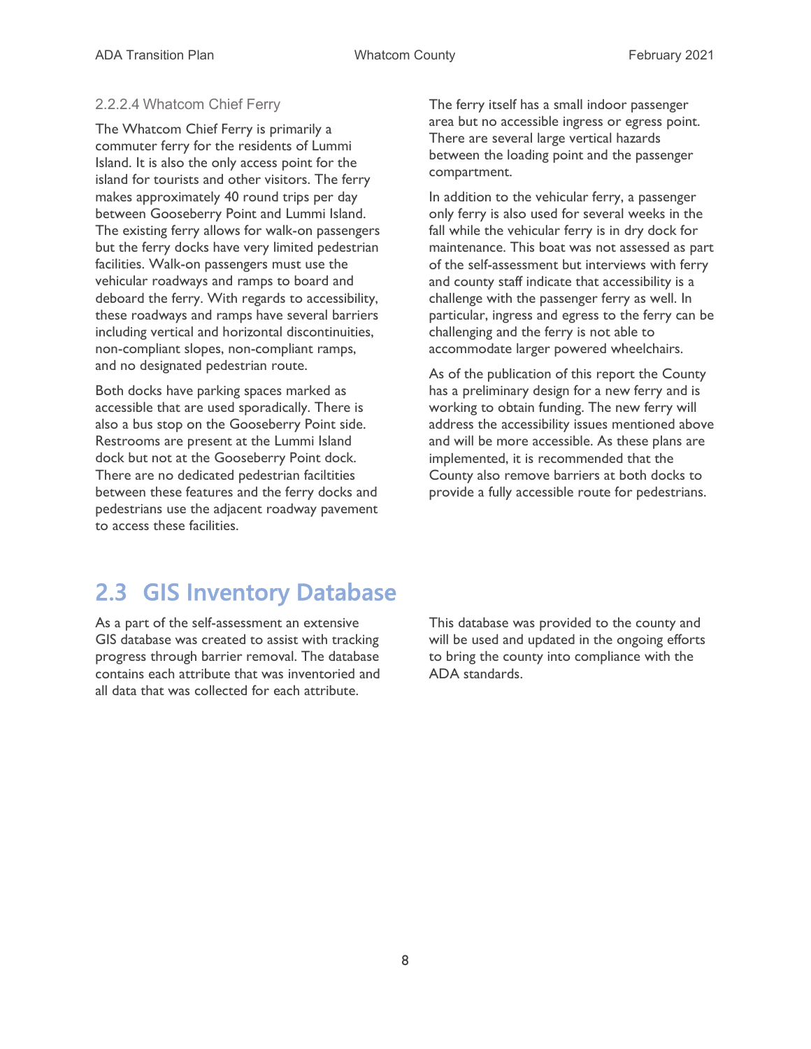#### 2.2.2.4 Whatcom Chief Ferry

The Whatcom Chief Ferry is primarily a commuter ferry for the residents of Lummi Island. It is also the only access point for the island for tourists and other visitors. The ferry makes approximately 40 round trips per day between Gooseberry Point and Lummi Island. The existing ferry allows for walk-on passengers but the ferry docks have very limited pedestrian facilities. Walk-on passengers must use the vehicular roadways and ramps to board and deboard the ferry. With regards to accessibility, these roadways and ramps have several barriers including vertical and horizontal discontinuities, non-compliant slopes, non-compliant ramps, and no designated pedestrian route.

Both docks have parking spaces marked as accessible that are used sporadically. There is also a bus stop on the Gooseberry Point side. Restrooms are present at the Lummi Island dock but not at the Gooseberry Point dock. There are no dedicated pedestrian faciltities between these features and the ferry docks and pedestrians use the adjacent roadway pavement to access these facilities.

The ferry itself has a small indoor passenger area but no accessible ingress or egress point. There are several large vertical hazards between the loading point and the passenger compartment.

In addition to the vehicular ferry, a passenger only ferry is also used for several weeks in the fall while the vehicular ferry is in dry dock for maintenance. This boat was not assessed as part of the self-assessment but interviews with ferry and county staff indicate that accessibility is a challenge with the passenger ferry as well. In particular, ingress and egress to the ferry can be challenging and the ferry is not able to accommodate larger powered wheelchairs.

As of the publication of this report the County has a preliminary design for a new ferry and is working to obtain funding. The new ferry will address the accessibility issues mentioned above and will be more accessible. As these plans are implemented, it is recommended that the County also remove barriers at both docks to provide a fully accessible route for pedestrians.

## 2.3 GIS Inventory Database

As a part of the self-assessment an extensive GIS database was created to assist with tracking progress through barrier removal. The database contains each attribute that was inventoried and all data that was collected for each attribute.

This database was provided to the county and will be used and updated in the ongoing efforts to bring the county into compliance with the ADA standards.